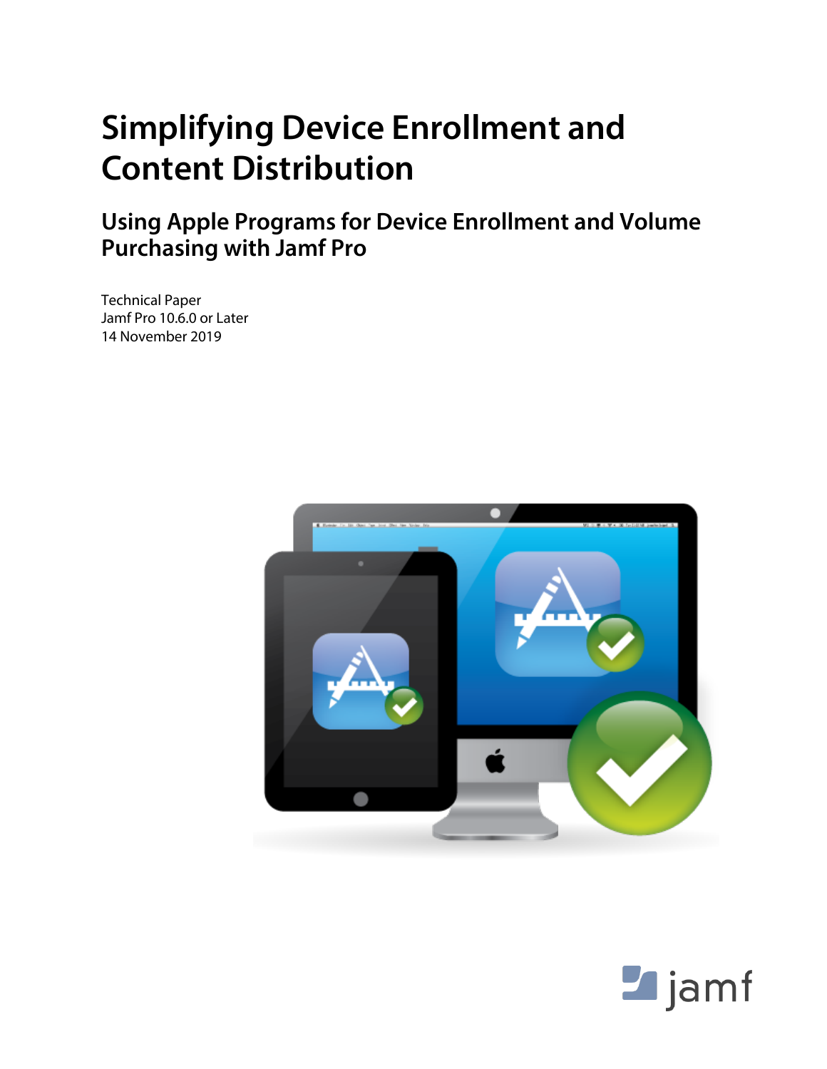# Simplifying Device Enrollment and Content Distribution

## Using Apple Programs for Device Enrollment and Volume Purchasing with Jamf Pro

Technical Paper
Jamf Pro 10.6.0 or Later
14 November 2019

jamf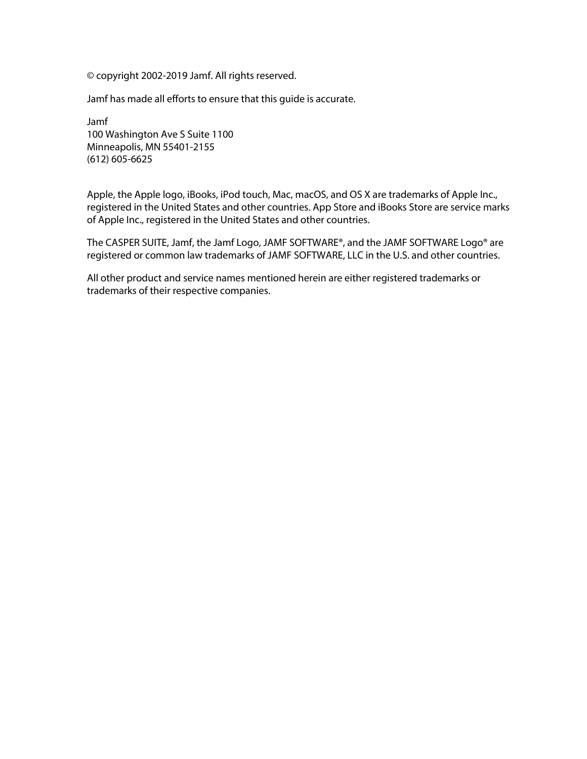© copyright 2002-2019 Jamf. All rights reserved.

Jamf has made all efforts to ensure that this guide is accurate.

Jamf
100 Washington Ave S Suite 1100
Minneapolis, MN 55401-2155
(612) 605-6625

Apple, the Apple logo, iBooks, iPod touch, Mac, macOS, and OS X are trademarks of Apple Inc., registered in the United States and other countries. App Store and iBooks Store are service marks of Apple Inc., registered in the United States and other countries.

The CASPER SUITE, Jamf, the Jamf Logo, JAMF SOFTWARE®, and the JAMF SOFTWARE Logo® are registered or common law trademarks of JAMF SOFTWARE, LLC in the U.S. and other countries.

All other product and service names mentioned herein are either registered trademarks or trademarks of their respective companies.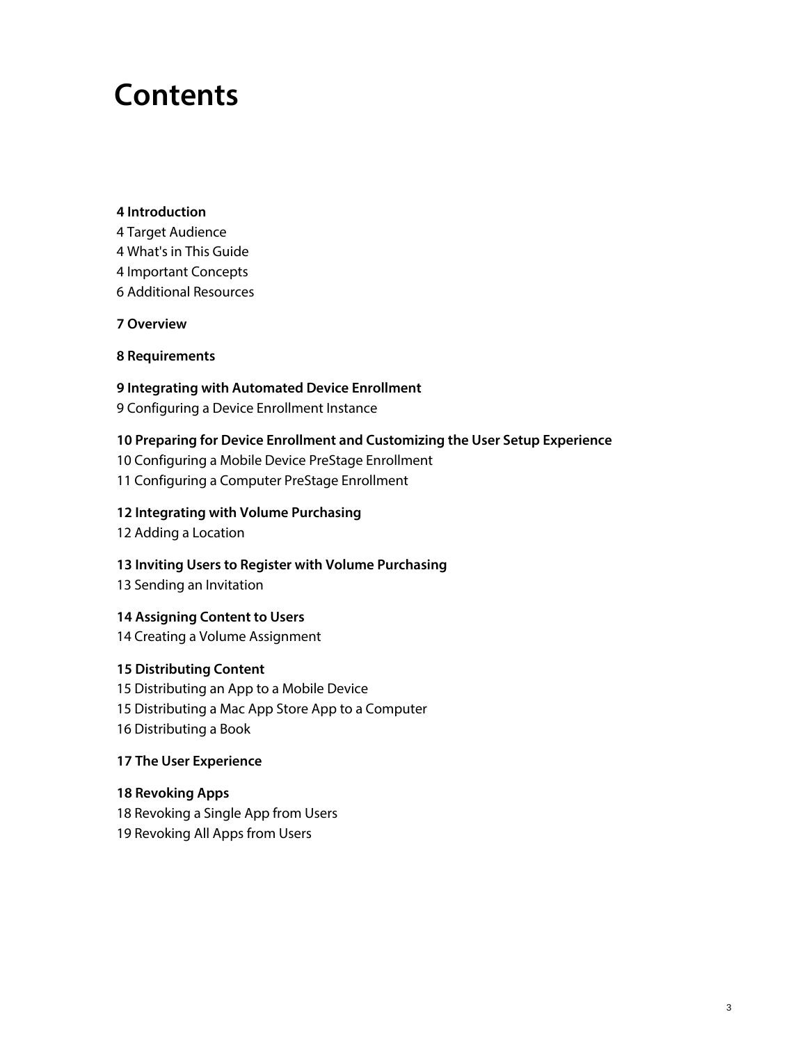# Contents

**4 Introduction**
4 Target Audience
4 What's in This Guide
4 Important Concepts
6 Additional Resources

**7 Overview**

**8 Requirements**

**9 Integrating with Automated Device Enrollment**
9 Configuring a Device Enrollment Instance

**10 Preparing for Device Enrollment and Customizing the User Setup Experience**
10 Configuring a Mobile Device PreStage Enrollment
11 Configuring a Computer PreStage Enrollment

**12 Integrating with Volume Purchasing**
12 Adding a Location

**13 Inviting Users to Register with Volume Purchasing**
13 Sending an Invitation

**14 Assigning Content to Users**
14 Creating a Volume Assignment

**15 Distributing Content**
15 Distributing an App to a Mobile Device
15 Distributing a Mac App Store App to a Computer
16 Distributing a Book

**17 The User Experience**

**18 Revoking Apps**
18 Revoking a Single App from Users
19 Revoking All Apps from Users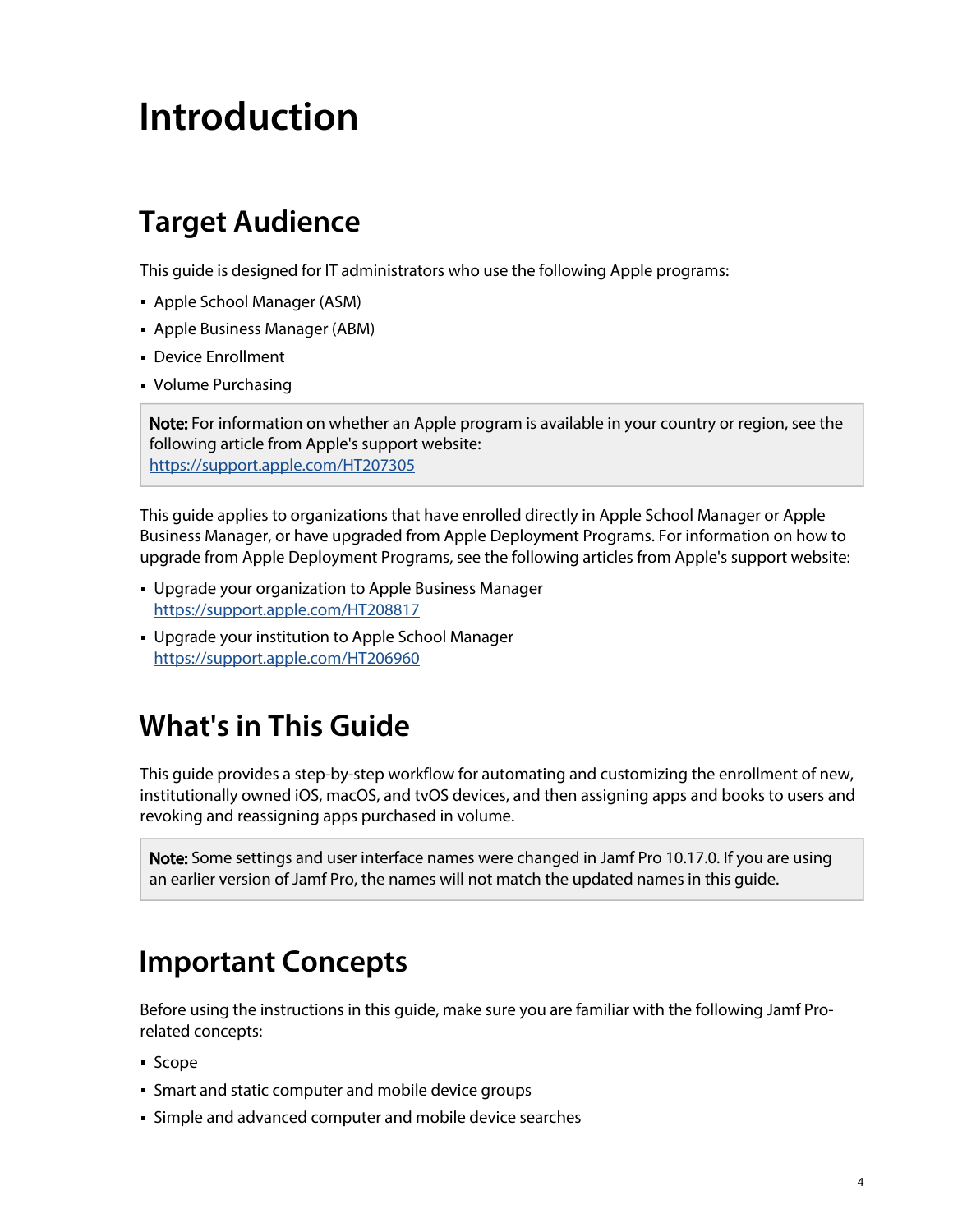# Introduction

## Target Audience

This guide is designed for IT administrators who use the following Apple programs:

- Apple School Manager (ASM)
- Apple Business Manager (ABM)
- Device Enrollment
- Volume Purchasing

> **Note:** For information on whether an Apple program is available in your country or region, see the following article from Apple's support website:
> https://support.apple.com/HT207305

This guide applies to organizations that have enrolled directly in Apple School Manager or Apple Business Manager, or have upgraded from Apple Deployment Programs. For information on how to upgrade from Apple Deployment Programs, see the following articles from Apple's support website:

- Upgrade your organization to Apple Business Manager
  https://support.apple.com/HT208817
- Upgrade your institution to Apple School Manager
  https://support.apple.com/HT206960

## What's in This Guide

This guide provides a step-by-step workflow for automating and customizing the enrollment of new, institutionally owned iOS, macOS, and tvOS devices, and then assigning apps and books to users and revoking and reassigning apps purchased in volume.

> **Note:** Some settings and user interface names were changed in Jamf Pro 10.17.0. If you are using an earlier version of Jamf Pro, the names will not match the updated names in this guide.

## Important Concepts

Before using the instructions in this guide, make sure you are familiar with the following Jamf Pro-related concepts:

- Scope
- Smart and static computer and mobile device groups
- Simple and advanced computer and mobile device searches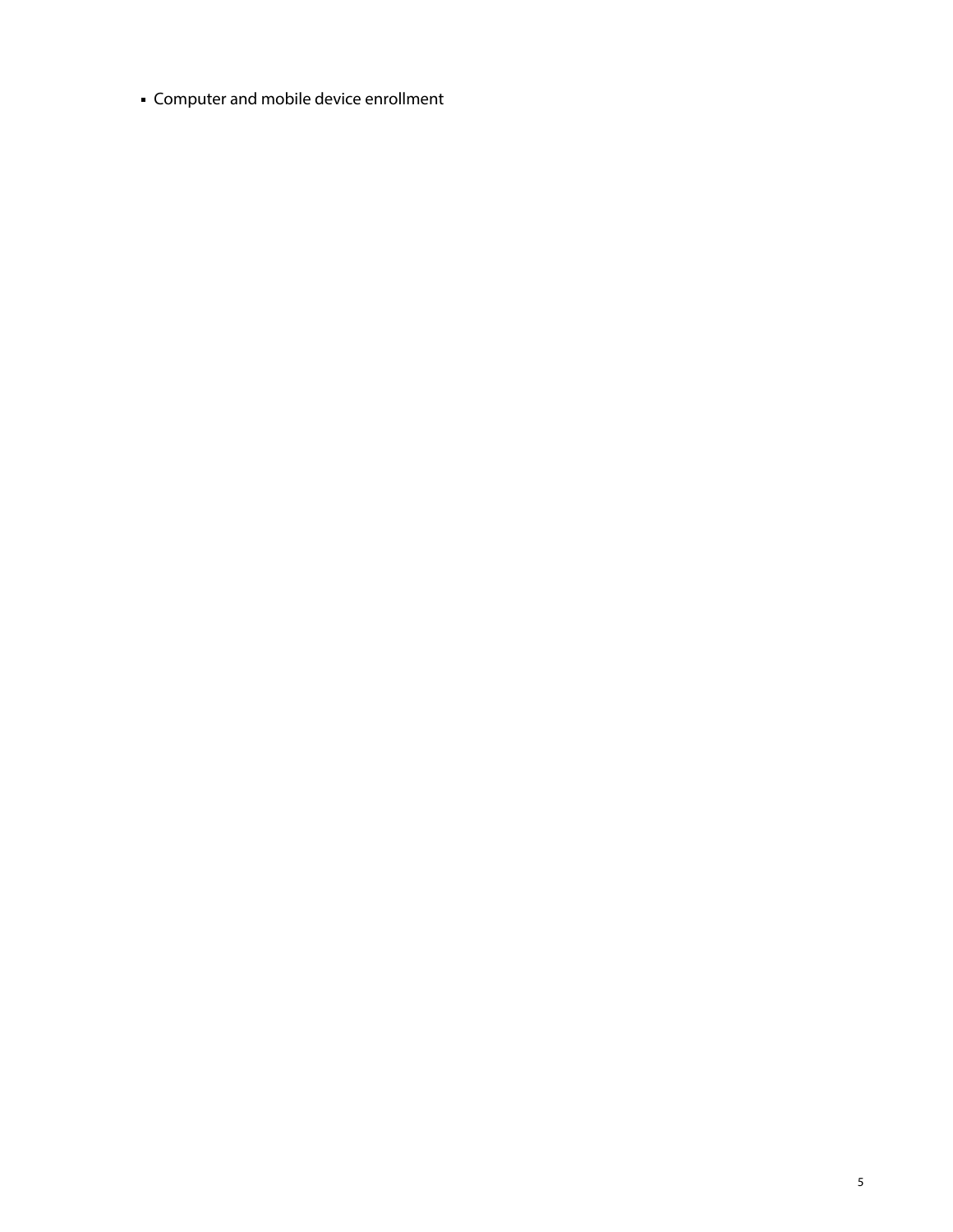- Computer and mobile device enrollment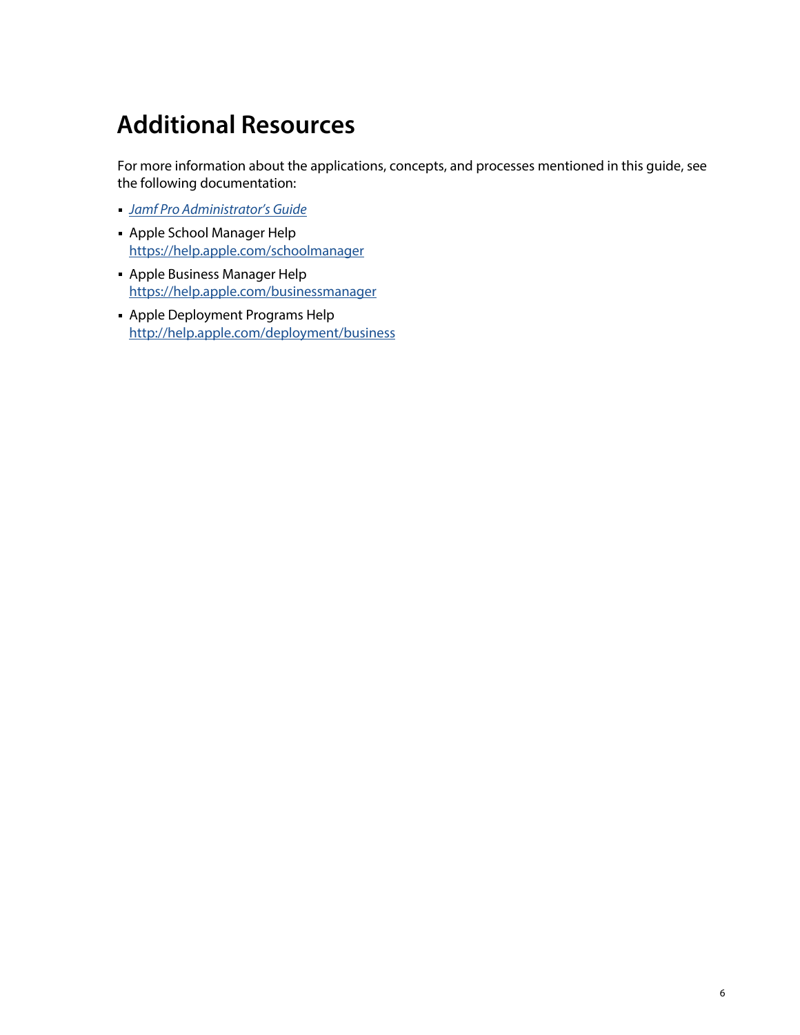# Additional Resources

For more information about the applications, concepts, and processes mentioned in this guide, see the following documentation:

- *Jamf Pro Administrator's Guide*
- Apple School Manager Help
  https://help.apple.com/schoolmanager
- Apple Business Manager Help
  https://help.apple.com/businessmanager
- Apple Deployment Programs Help
  http://help.apple.com/deployment/business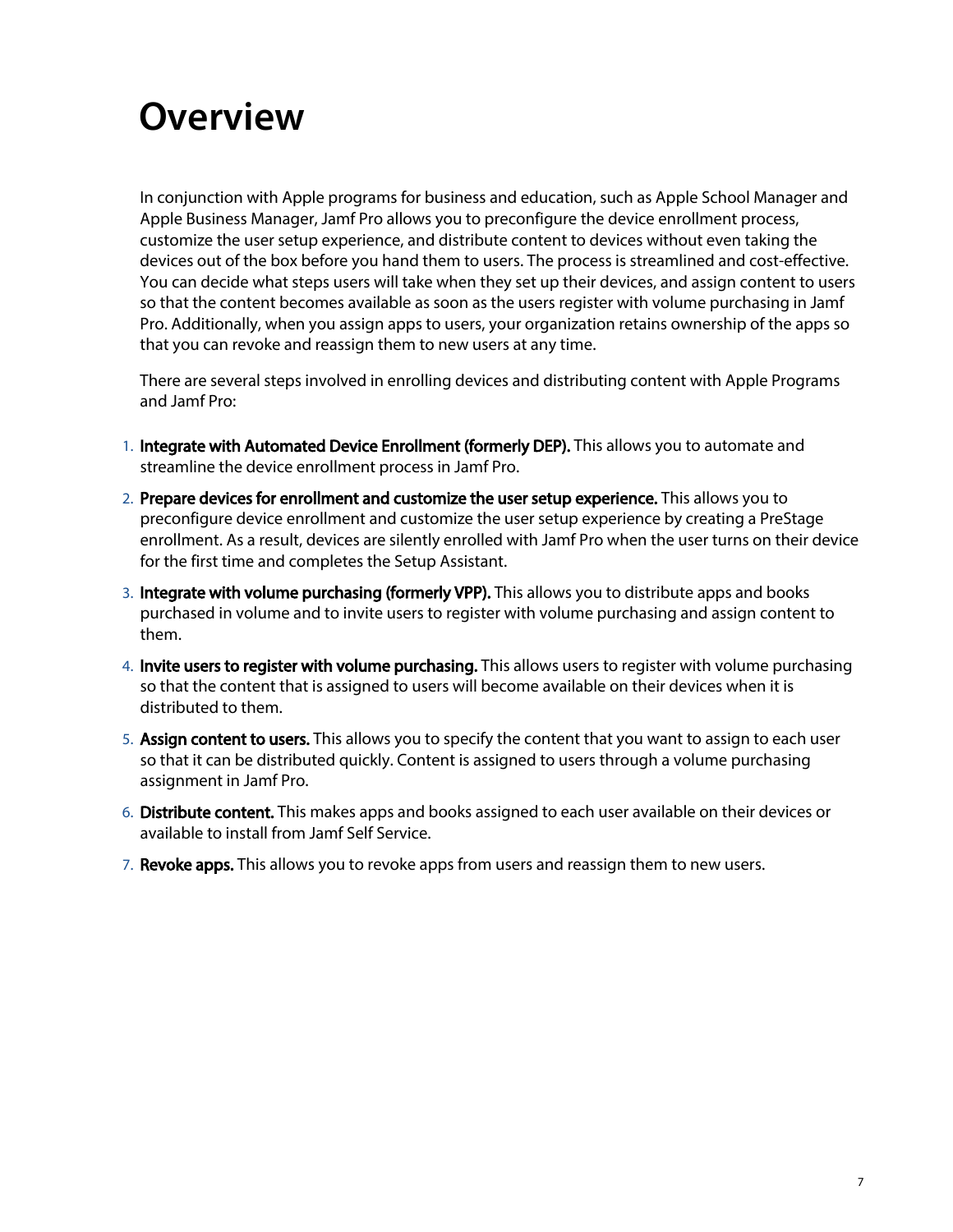# Overview

In conjunction with Apple programs for business and education, such as Apple School Manager and Apple Business Manager, Jamf Pro allows you to preconfigure the device enrollment process, customize the user setup experience, and distribute content to devices without even taking the devices out of the box before you hand them to users. The process is streamlined and cost-effective. You can decide what steps users will take when they set up their devices, and assign content to users so that the content becomes available as soon as the users register with volume purchasing in Jamf Pro. Additionally, when you assign apps to users, your organization retains ownership of the apps so that you can revoke and reassign them to new users at any time.

There are several steps involved in enrolling devices and distributing content with Apple Programs and Jamf Pro:

1. **Integrate with Automated Device Enrollment (formerly DEP).** This allows you to automate and streamline the device enrollment process in Jamf Pro.
2. **Prepare devices for enrollment and customize the user setup experience.** This allows you to preconfigure device enrollment and customize the user setup experience by creating a PreStage enrollment. As a result, devices are silently enrolled with Jamf Pro when the user turns on their device for the first time and completes the Setup Assistant.
3. **Integrate with volume purchasing (formerly VPP).** This allows you to distribute apps and books purchased in volume and to invite users to register with volume purchasing and assign content to them.
4. **Invite users to register with volume purchasing.** This allows users to register with volume purchasing so that the content that is assigned to users will become available on their devices when it is distributed to them.
5. **Assign content to users.** This allows you to specify the content that you want to assign to each user so that it can be distributed quickly. Content is assigned to users through a volume purchasing assignment in Jamf Pro.
6. **Distribute content.** This makes apps and books assigned to each user available on their devices or available to install from Jamf Self Service.
7. **Revoke apps.** This allows you to revoke apps from users and reassign them to new users.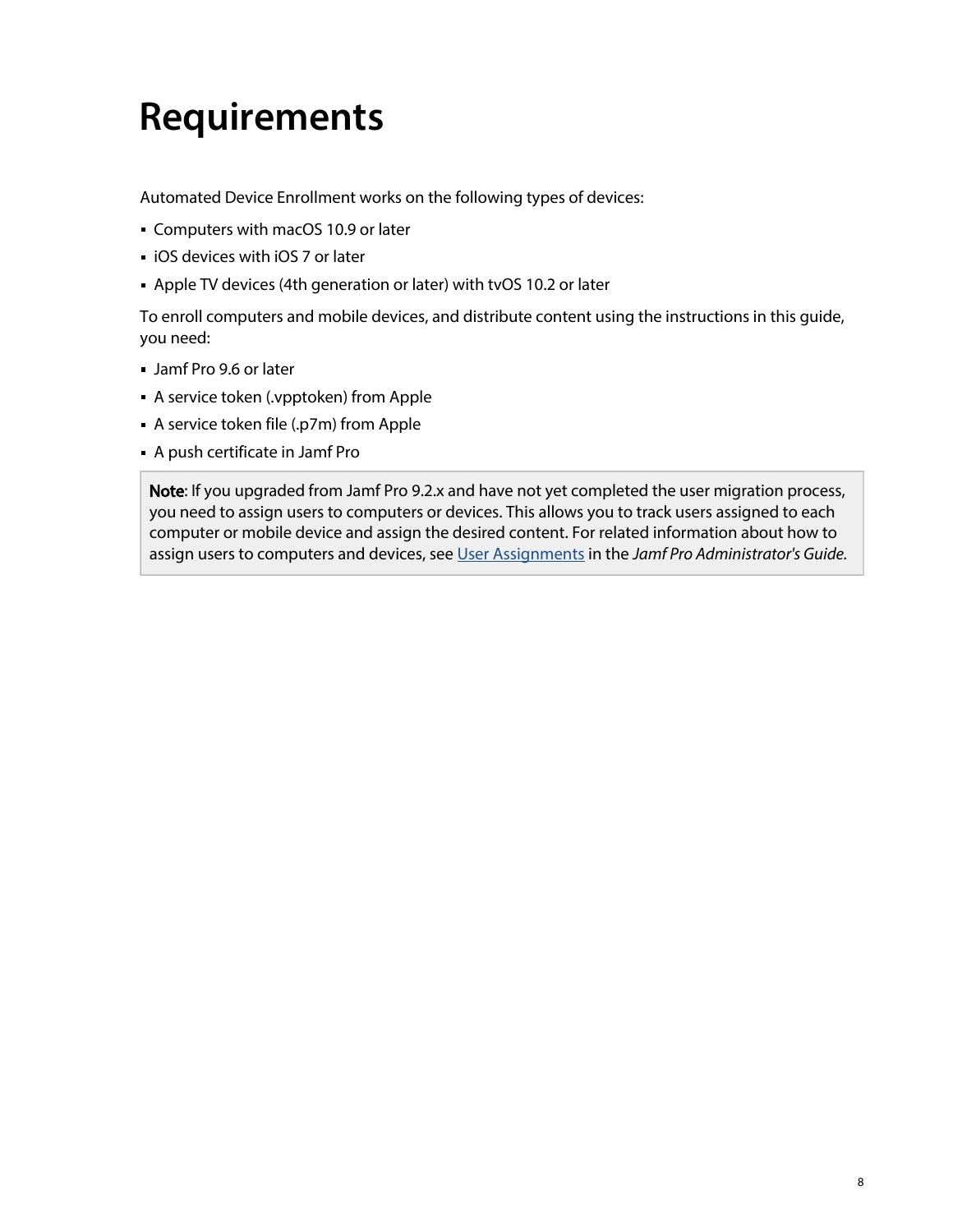# Requirements

Automated Device Enrollment works on the following types of devices:

- Computers with macOS 10.9 or later
- iOS devices with iOS 7 or later
- Apple TV devices (4th generation or later) with tvOS 10.2 or later

To enroll computers and mobile devices, and distribute content using the instructions in this guide, you need:

- Jamf Pro 9.6 or later
- A service token (.vpptoken) from Apple
- A service token file (.p7m) from Apple
- A push certificate in Jamf Pro

> **Note**: If you upgraded from Jamf Pro 9.2.x and have not yet completed the user migration process, you need to assign users to computers or devices. This allows you to track users assigned to each computer or mobile device and assign the desired content. For related information about how to assign users to computers and devices, see User Assignments in the *Jamf Pro Administrator's Guide*.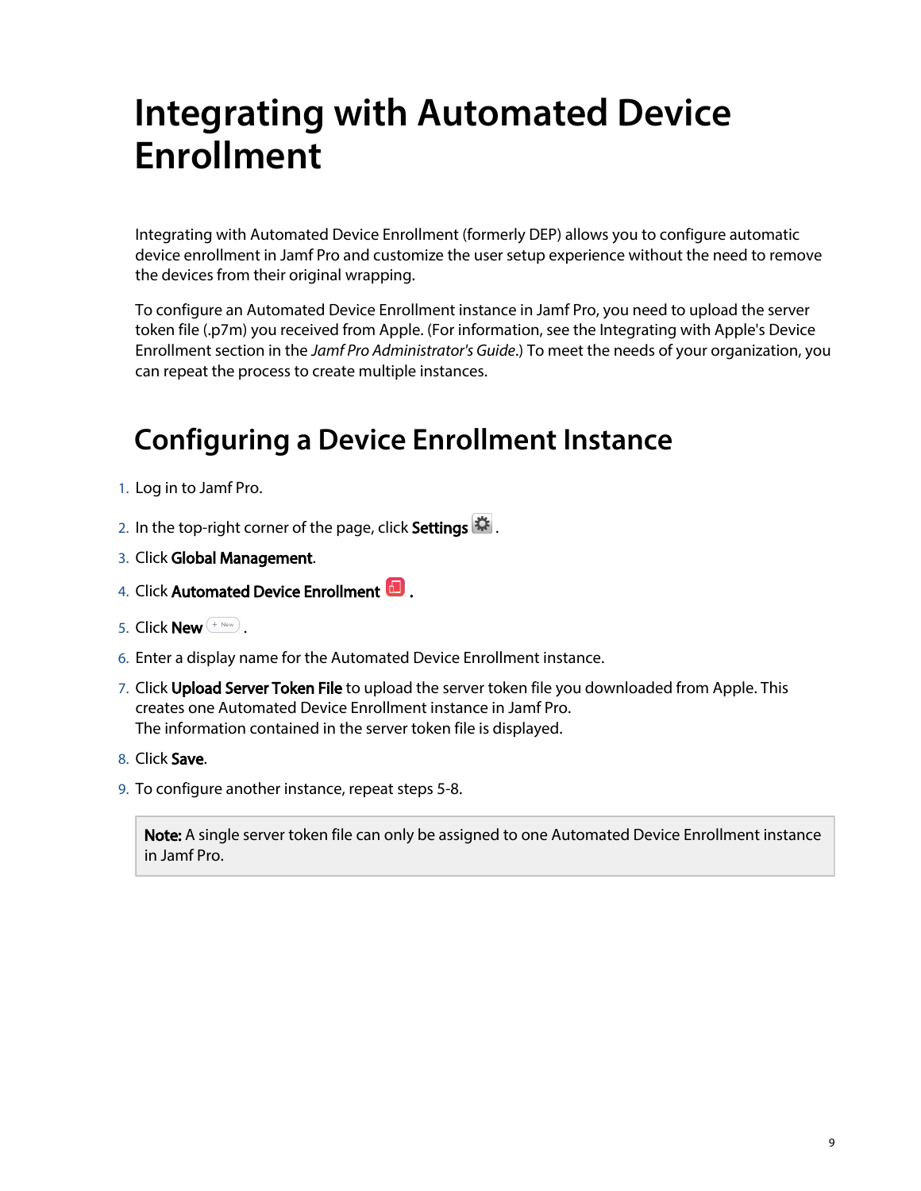# Integrating with Automated Device Enrollment

Integrating with Automated Device Enrollment (formerly DEP) allows you to configure automatic device enrollment in Jamf Pro and customize the user setup experience without the need to remove the devices from their original wrapping.

To configure an Automated Device Enrollment instance in Jamf Pro, you need to upload the server token file (.p7m) you received from Apple. (For information, see the Integrating with Apple's Device Enrollment section in the *Jamf Pro Administrator's Guide*.) To meet the needs of your organization, you can repeat the process to create multiple instances.

## Configuring a Device Enrollment Instance

1. Log in to Jamf Pro.
2. In the top-right corner of the page, click **Settings** .
3. Click **Global Management**.
4. Click **Automated Device Enrollment** .
5. Click **New** .
6. Enter a display name for the Automated Device Enrollment instance.
7. Click **Upload Server Token File** to upload the server token file you downloaded from Apple. This creates one Automated Device Enrollment instance in Jamf Pro.
   The information contained in the server token file is displayed.
8. Click **Save**.
9. To configure another instance, repeat steps 5-8.

> **Note:** A single server token file can only be assigned to one Automated Device Enrollment instance in Jamf Pro.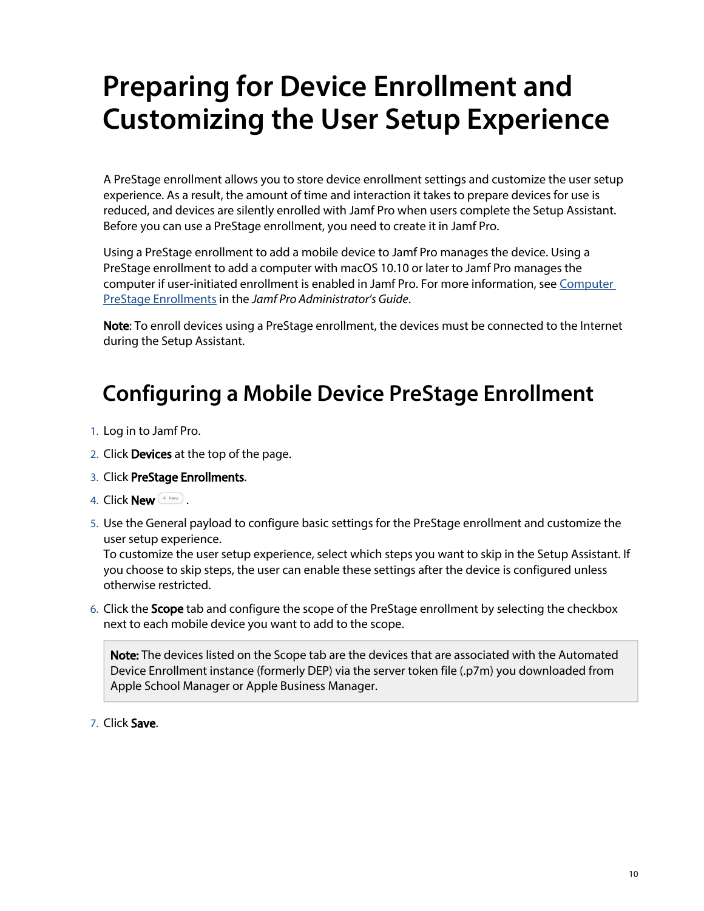# Preparing for Device Enrollment and Customizing the User Setup Experience

A PreStage enrollment allows you to store device enrollment settings and customize the user setup experience. As a result, the amount of time and interaction it takes to prepare devices for use is reduced, and devices are silently enrolled with Jamf Pro when users complete the Setup Assistant. Before you can use a PreStage enrollment, you need to create it in Jamf Pro.

Using a PreStage enrollment to add a mobile device to Jamf Pro manages the device. Using a PreStage enrollment to add a computer with macOS 10.10 or later to Jamf Pro manages the computer if user-initiated enrollment is enabled in Jamf Pro. For more information, see Computer PreStage Enrollments in the *Jamf Pro Administrator's Guide*.

**Note**: To enroll devices using a PreStage enrollment, the devices must be connected to the Internet during the Setup Assistant.

## Configuring a Mobile Device PreStage Enrollment

1. Log in to Jamf Pro.
2. Click **Devices** at the top of the page.
3. Click **PreStage Enrollments**.
4. Click **New** + New .
5. Use the General payload to configure basic settings for the PreStage enrollment and customize the user setup experience.
   To customize the user setup experience, select which steps you want to skip in the Setup Assistant. If you choose to skip steps, the user can enable these settings after the device is configured unless otherwise restricted.
6. Click the **Scope** tab and configure the scope of the PreStage enrollment by selecting the checkbox next to each mobile device you want to add to the scope.

   **Note:** The devices listed on the Scope tab are the devices that are associated with the Automated Device Enrollment instance (formerly DEP) via the server token file (.p7m) you downloaded from Apple School Manager or Apple Business Manager.

7. Click **Save**.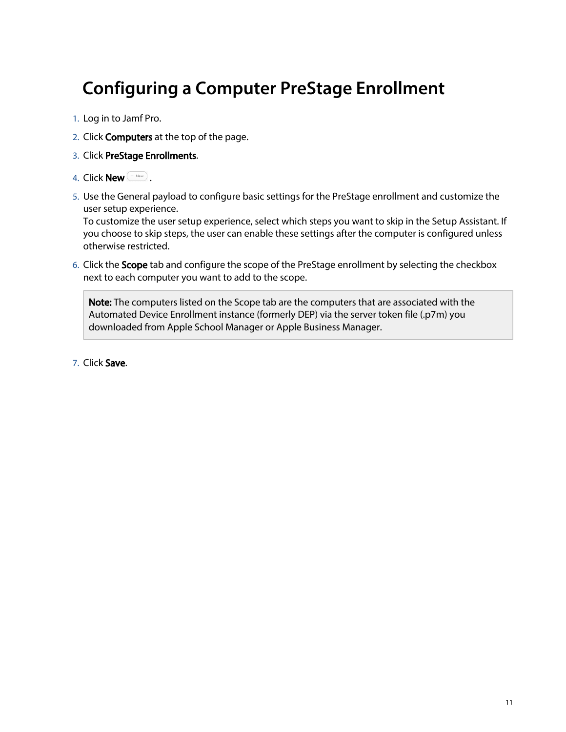# Configuring a Computer PreStage Enrollment

1. Log in to Jamf Pro.
2. Click **Computers** at the top of the page.
3. Click **PreStage Enrollments**.
4. Click **New** .
5. Use the General payload to configure basic settings for the PreStage enrollment and customize the user setup experience.
   To customize the user setup experience, select which steps you want to skip in the Setup Assistant. If you choose to skip steps, the user can enable these settings after the computer is configured unless otherwise restricted.
6. Click the **Scope** tab and configure the scope of the PreStage enrollment by selecting the checkbox next to each computer you want to add to the scope.

   > **Note:** The computers listed on the Scope tab are the computers that are associated with the Automated Device Enrollment instance (formerly DEP) via the server token file (.p7m) you downloaded from Apple School Manager or Apple Business Manager.

7. Click **Save**.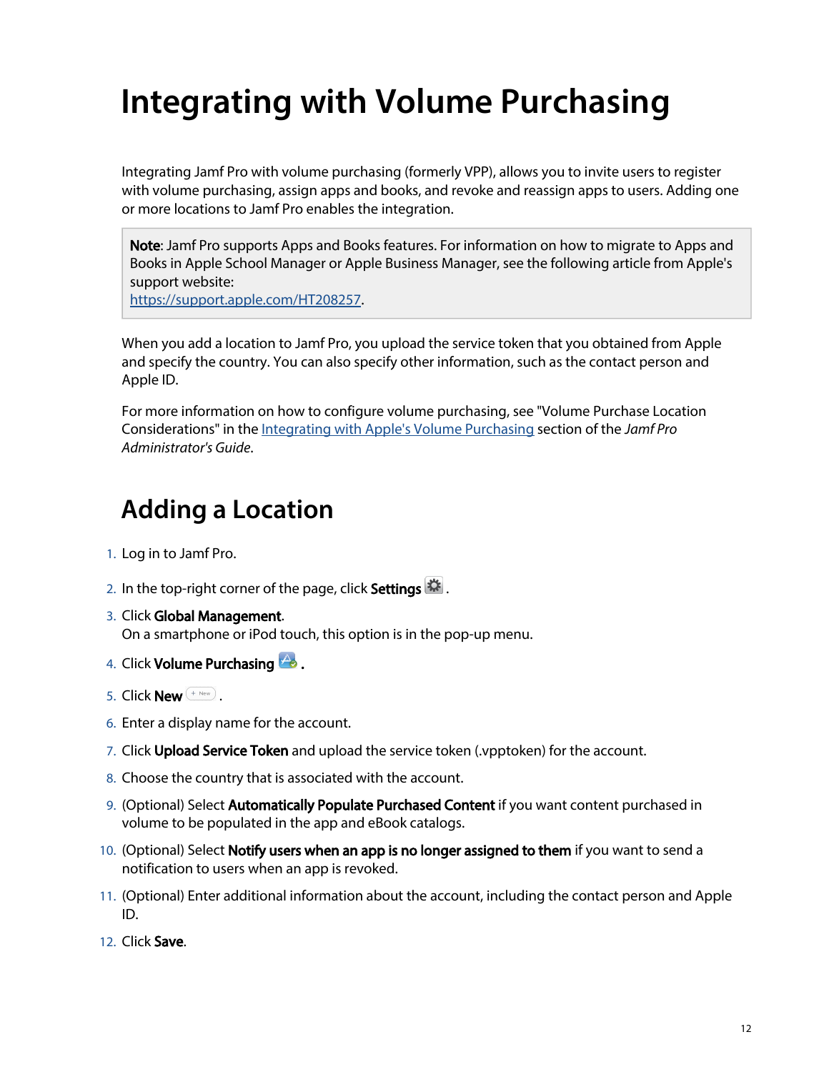# Integrating with Volume Purchasing

Integrating Jamf Pro with volume purchasing (formerly VPP), allows you to invite users to register with volume purchasing, assign apps and books, and revoke and reassign apps to users. Adding one or more locations to Jamf Pro enables the integration.

> **Note**: Jamf Pro supports Apps and Books features. For information on how to migrate to Apps and Books in Apple School Manager or Apple Business Manager, see the following article from Apple's support website:
> https://support.apple.com/HT208257.

When you add a location to Jamf Pro, you upload the service token that you obtained from Apple and specify the country. You can also specify other information, such as the contact person and Apple ID.

For more information on how to configure volume purchasing, see "Volume Purchase Location Considerations" in the Integrating with Apple's Volume Purchasing section of the *Jamf Pro Administrator's Guide*.

## Adding a Location

1. Log in to Jamf Pro.
2. In the top-right corner of the page, click **Settings** .
3. Click **Global Management**.
   On a smartphone or iPod touch, this option is in the pop-up menu.
4. Click **Volume Purchasing** .
5. Click **New** .
6. Enter a display name for the account.
7. Click **Upload Service Token** and upload the service token (.vpptoken) for the account.
8. Choose the country that is associated with the account.
9. (Optional) Select **Automatically Populate Purchased Content** if you want content purchased in volume to be populated in the app and eBook catalogs.
10. (Optional) Select **Notify users when an app is no longer assigned to them** if you want to send a notification to users when an app is revoked.
11. (Optional) Enter additional information about the account, including the contact person and Apple ID.
12. Click **Save**.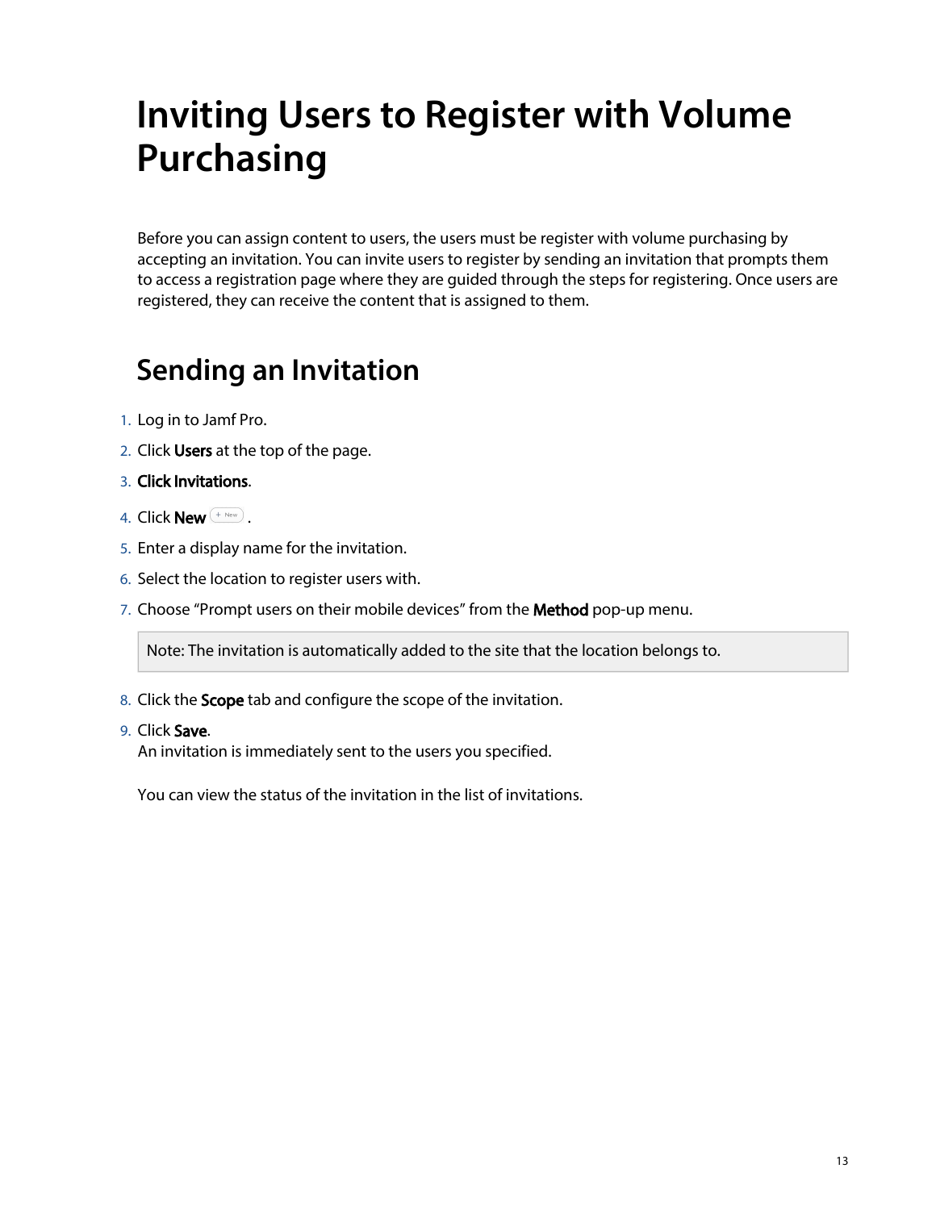# Inviting Users to Register with Volume Purchasing

Before you can assign content to users, the users must be register with volume purchasing by accepting an invitation. You can invite users to register by sending an invitation that prompts them to access a registration page where they are guided through the steps for registering. Once users are registered, they can receive the content that is assigned to them.

## Sending an Invitation

1. Log in to Jamf Pro.
2. Click **Users** at the top of the page.
3. **Click Invitations**.
4. Click **New** .
5. Enter a display name for the invitation.
6. Select the location to register users with.
7. Choose “Prompt users on their mobile devices” from the **Method** pop-up menu.

   Note: The invitation is automatically added to the site that the location belongs to.

8. Click the **Scope** tab and configure the scope of the invitation.
9. Click **Save**.
   An invitation is immediately sent to the users you specified.

   You can view the status of the invitation in the list of invitations.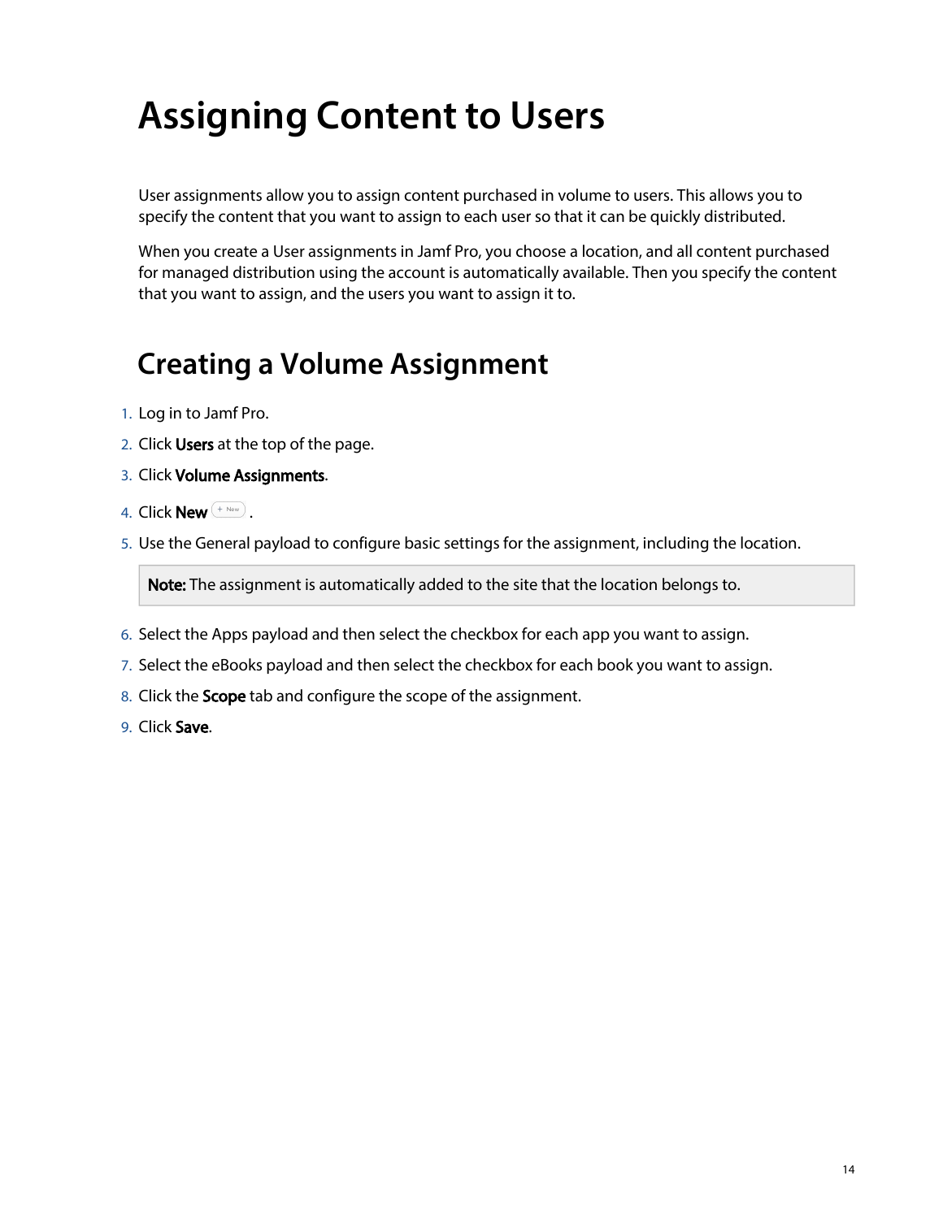# Assigning Content to Users

User assignments allow you to assign content purchased in volume to users. This allows you to specify the content that you want to assign to each user so that it can be quickly distributed.

When you create a User assignments in Jamf Pro, you choose a location, and all content purchased for managed distribution using the account is automatically available. Then you specify the content that you want to assign, and the users you want to assign it to.

## Creating a Volume Assignment

1. Log in to Jamf Pro.
2. Click **Users** at the top of the page.
3. Click **Volume Assignments**.
4. Click **New** (+ New).
5. Use the General payload to configure basic settings for the assignment, including the location.

   > **Note:** The assignment is automatically added to the site that the location belongs to.

6. Select the Apps payload and then select the checkbox for each app you want to assign.
7. Select the eBooks payload and then select the checkbox for each book you want to assign.
8. Click the **Scope** tab and configure the scope of the assignment.
9. Click **Save**.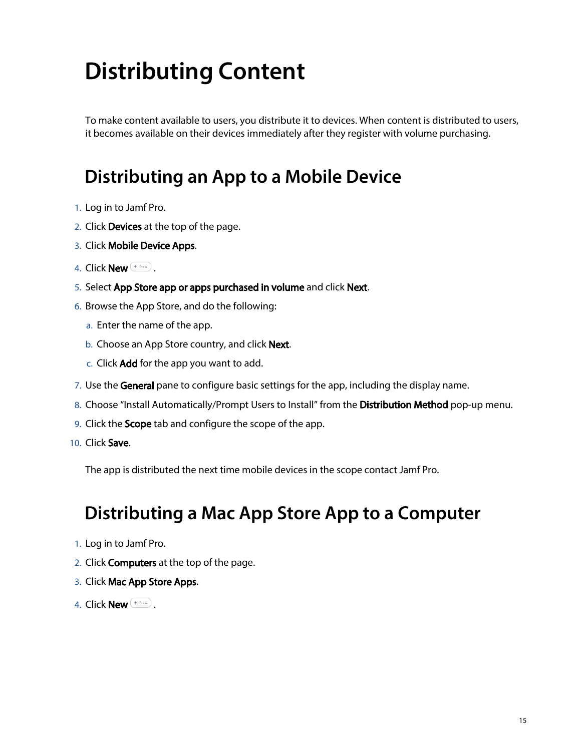# Distributing Content

To make content available to users, you distribute it to devices. When content is distributed to users, it becomes available on their devices immediately after they register with volume purchasing.

## Distributing an App to a Mobile Device

1. Log in to Jamf Pro.
2. Click **Devices** at the top of the page.
3. Click **Mobile Device Apps**.
4. Click **New** .
5. Select **App Store app or apps purchased in volume** and click **Next**.
6. Browse the App Store, and do the following:
    a. Enter the name of the app.
    b. Choose an App Store country, and click **Next**.
    c. Click **Add** for the app you want to add.
7. Use the **General** pane to configure basic settings for the app, including the display name.
8. Choose “Install Automatically/Prompt Users to Install” from the **Distribution Method** pop-up menu.
9. Click the **Scope** tab and configure the scope of the app.
10. Click **Save**.

The app is distributed the next time mobile devices in the scope contact Jamf Pro.

## Distributing a Mac App Store App to a Computer

1. Log in to Jamf Pro.
2. Click **Computers** at the top of the page.
3. Click **Mac App Store Apps**.
4. Click **New** .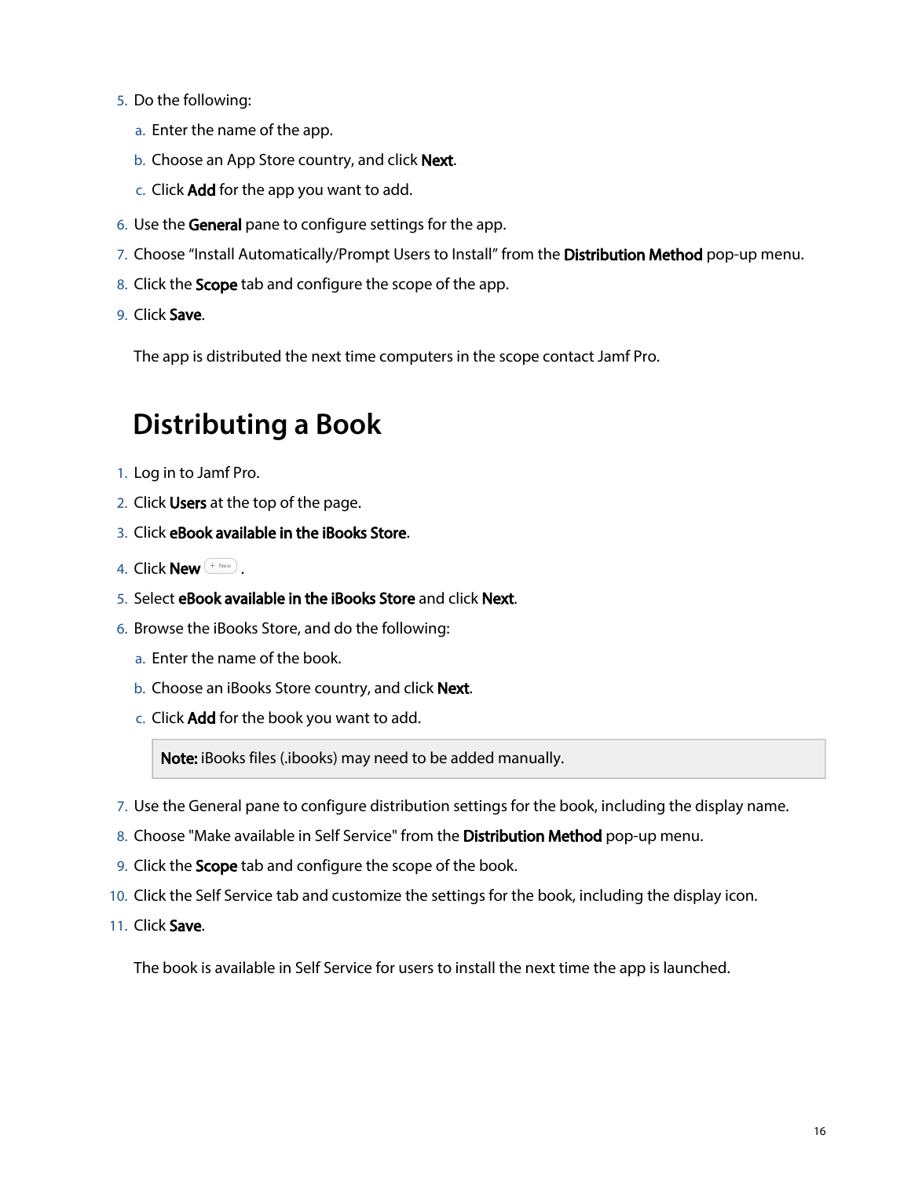5. Do the following:
   a. Enter the name of the app.
   b. Choose an App Store country, and click **Next**.
   c. Click **Add** for the app you want to add.
6. Use the **General** pane to configure settings for the app.
7. Choose “Install Automatically/Prompt Users to Install” from the **Distribution Method** pop-up menu.
8. Click the **Scope** tab and configure the scope of the app.
9. Click **Save**.

   The app is distributed the next time computers in the scope contact Jamf Pro.

# Distributing a Book

1. Log in to Jamf Pro.
2. Click **Users** at the top of the page.
3. Click **eBook available in the iBooks Store**.
4. Click **New** (+ New).
5. Select **eBook available in the iBooks Store** and click **Next**.
6. Browse the iBooks Store, and do the following:
   a. Enter the name of the book.
   b. Choose an iBooks Store country, and click **Next**.
   c. Click **Add** for the book you want to add.

   > **Note:** iBooks files (.ibooks) may need to be added manually.

7. Use the General pane to configure distribution settings for the book, including the display name.
8. Choose "Make available in Self Service" from the **Distribution Method** pop-up menu.
9. Click the **Scope** tab and configure the scope of the book.
10. Click the Self Service tab and customize the settings for the book, including the display icon.
11. Click **Save**.

    The book is available in Self Service for users to install the next time the app is launched.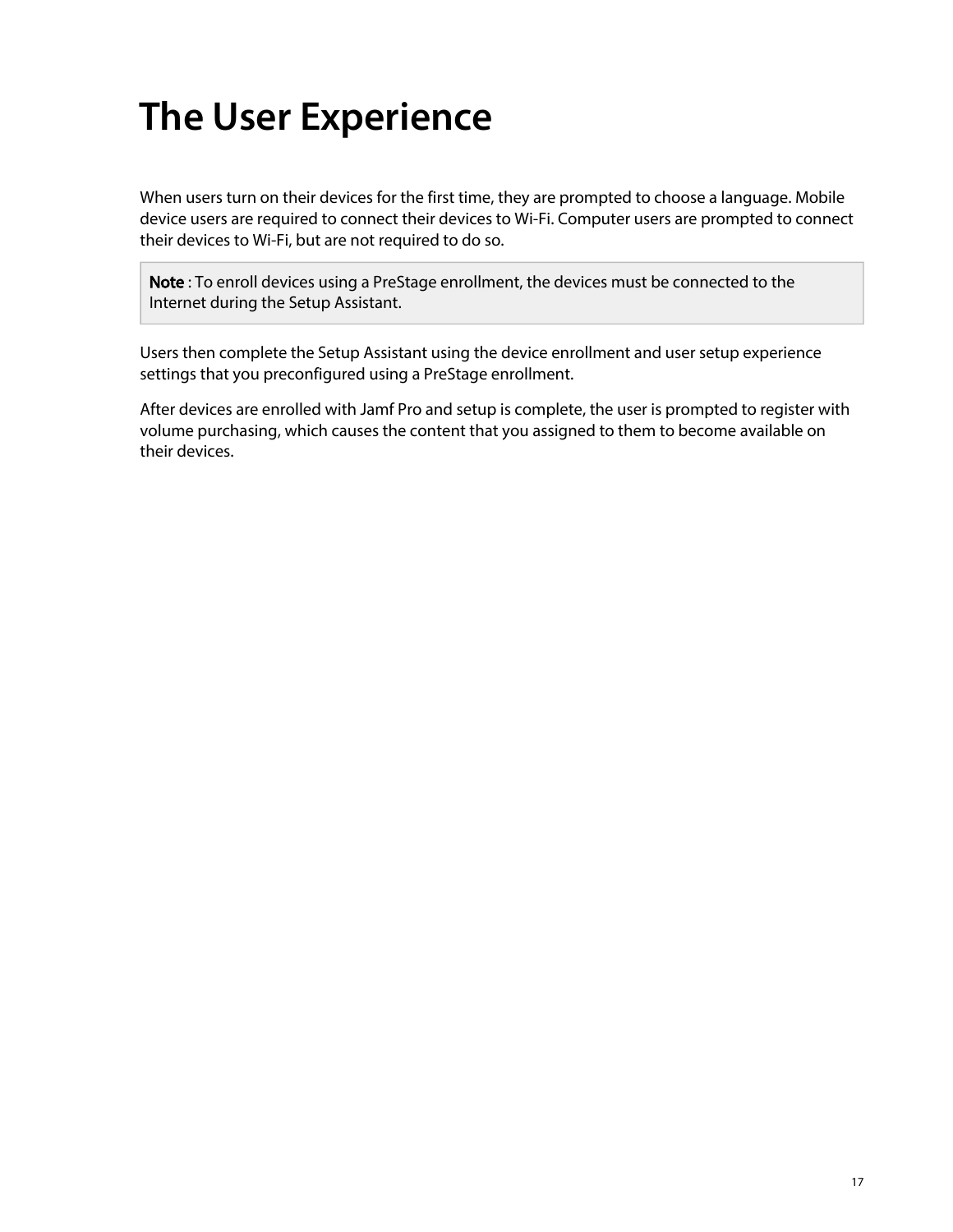# The User Experience

When users turn on their devices for the first time, they are prompted to choose a language. Mobile device users are required to connect their devices to Wi-Fi. Computer users are prompted to connect their devices to Wi-Fi, but are not required to do so.

> **Note** : To enroll devices using a PreStage enrollment, the devices must be connected to the Internet during the Setup Assistant.

Users then complete the Setup Assistant using the device enrollment and user setup experience settings that you preconfigured using a PreStage enrollment.

After devices are enrolled with Jamf Pro and setup is complete, the user is prompted to register with volume purchasing, which causes the content that you assigned to them to become available on their devices.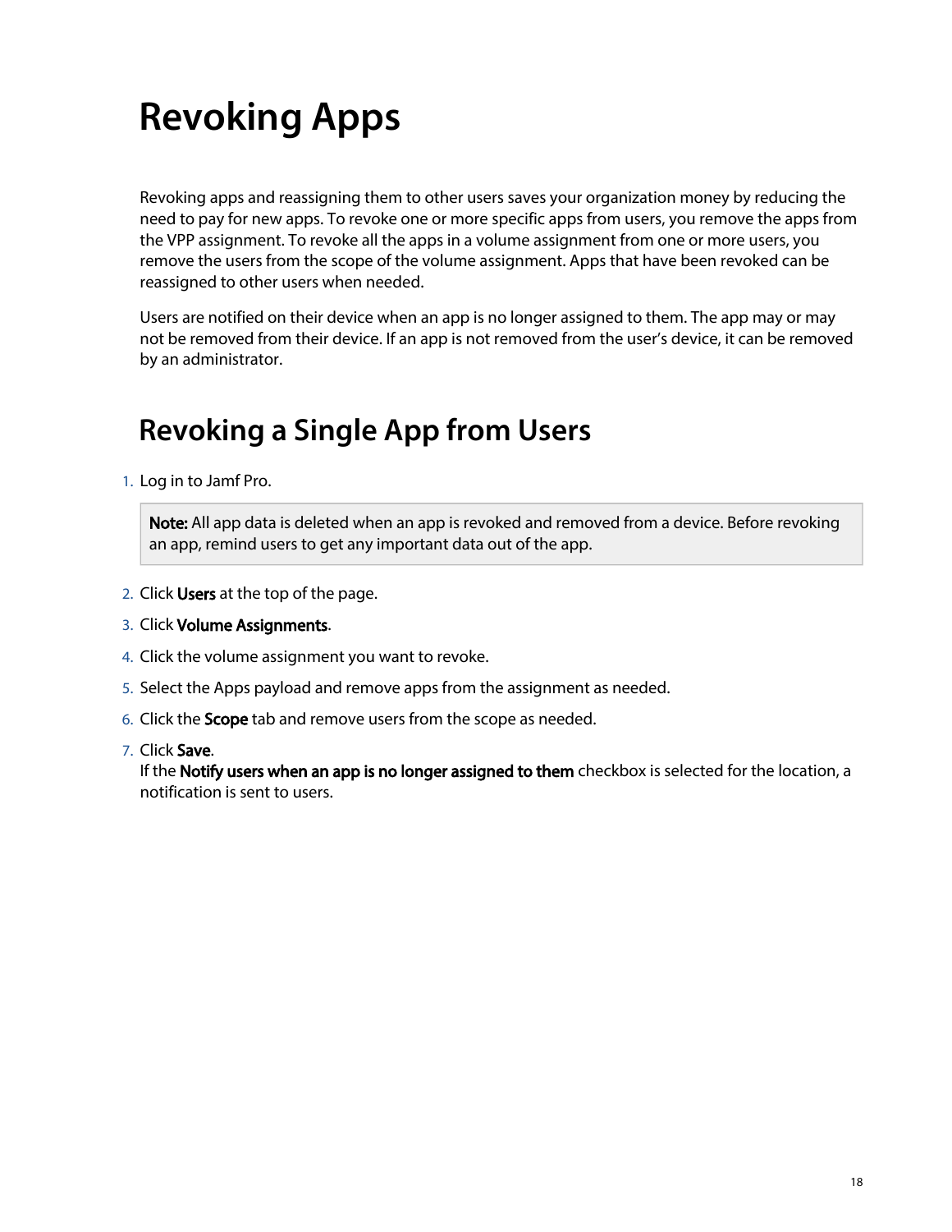# Revoking Apps

Revoking apps and reassigning them to other users saves your organization money by reducing the need to pay for new apps. To revoke one or more specific apps from users, you remove the apps from the VPP assignment. To revoke all the apps in a volume assignment from one or more users, you remove the users from the scope of the volume assignment. Apps that have been revoked can be reassigned to other users when needed.

Users are notified on their device when an app is no longer assigned to them. The app may or may not be removed from their device. If an app is not removed from the user's device, it can be removed by an administrator.

## Revoking a Single App from Users

1. Log in to Jamf Pro.

   > **Note:** All app data is deleted when an app is revoked and removed from a device. Before revoking an app, remind users to get any important data out of the app.

2. Click **Users** at the top of the page.
3. Click **Volume Assignments**.
4. Click the volume assignment you want to revoke.
5. Select the Apps payload and remove apps from the assignment as needed.
6. Click the **Scope** tab and remove users from the scope as needed.
7. Click **Save**.
   If the **Notify users when an app is no longer assigned to them** checkbox is selected for the location, a notification is sent to users.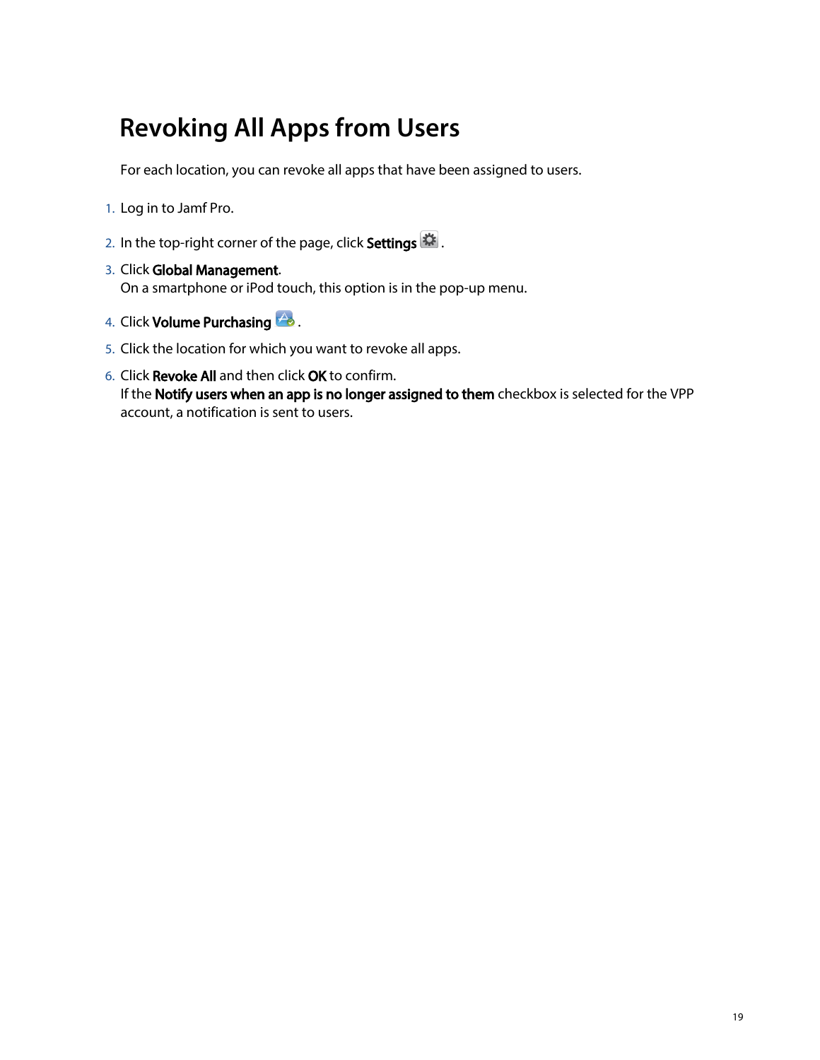# Revoking All Apps from Users

For each location, you can revoke all apps that have been assigned to users.

1. Log in to Jamf Pro.
2. In the top-right corner of the page, click **Settings** .
3. Click **Global Management**.
   On a smartphone or iPod touch, this option is in the pop-up menu.
4. Click **Volume Purchasing** .
5. Click the location for which you want to revoke all apps.
6. Click **Revoke All** and then click **OK** to confirm.
   If the **Notify users when an app is no longer assigned to them** checkbox is selected for the VPP account, a notification is sent to users.